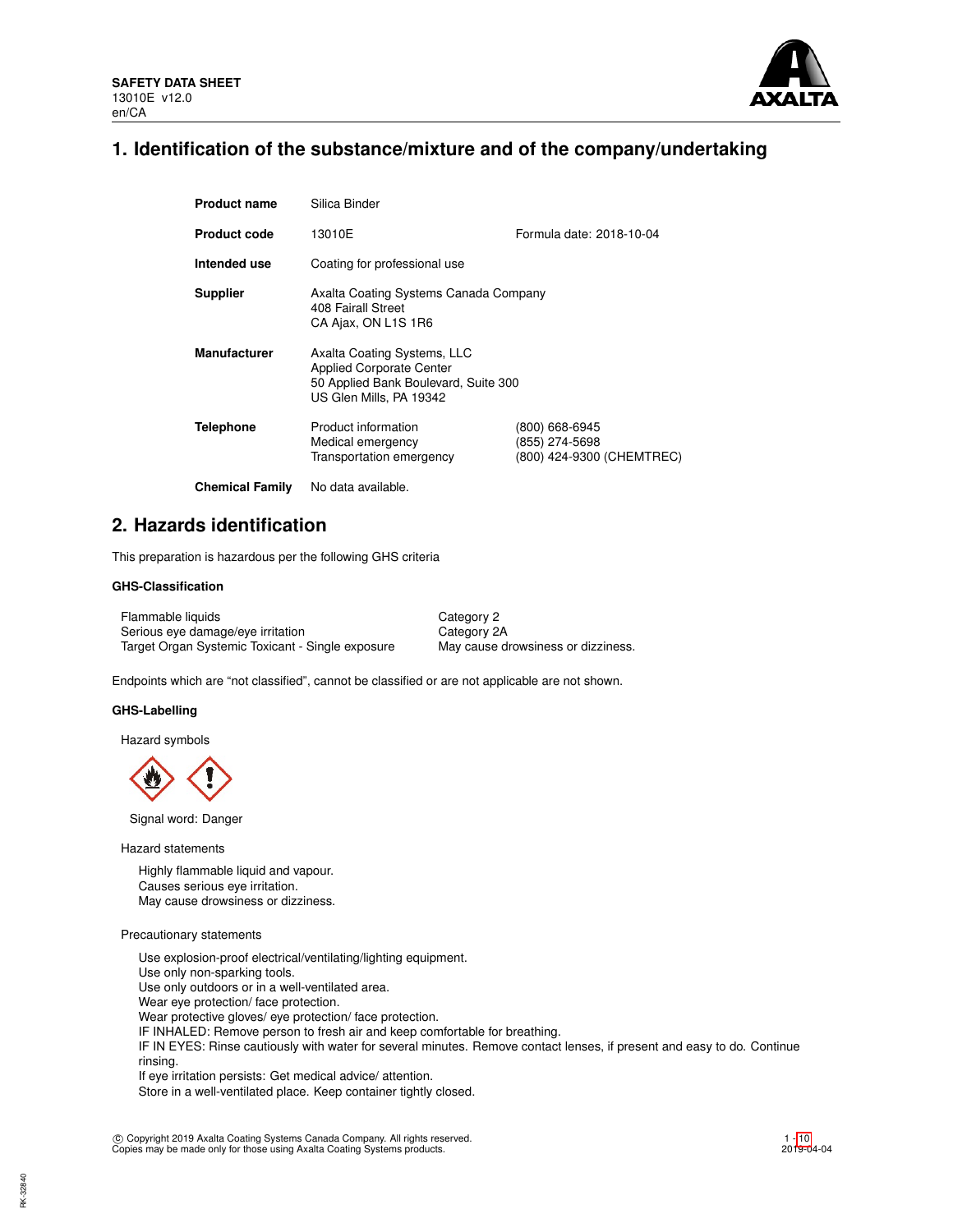**SAFETY DATA SHEET**
13010E v12.0
en/CA

# 1. Identification of the substance/mixture and of the company/undertaking

| | | |
|---|---|---|
| **Product name** | Silica Binder | |
| **Product code** | 13010E | Formula date: 2018-10-04 |
| **Intended use** | Coating for professional use | |
| **Supplier** | Axalta Coating Systems Canada Company<br>408 Fairall Street<br>CA Ajax, ON L1S 1R6 | |
| **Manufacturer** | Axalta Coating Systems, LLC<br>Applied Corporate Center<br>50 Applied Bank Boulevard, Suite 300<br>US Glen Mills, PA 19342 | |
| **Telephone** | Product information<br>Medical emergency<br>Transportation emergency | (800) 668-6945<br>(855) 274-5698<br>(800) 424-9300 (CHEMTREC) |
| **Chemical Family** | No data available. | |

# 2. Hazards identification

This preparation is hazardous per the following GHS criteria

### GHS-Classification

| | |
|---|---|
| Flammable liquids | Category 2 |
| Serious eye damage/eye irritation | Category 2A |
| Target Organ Systemic Toxicant - Single exposure | May cause drowsiness or dizziness. |

Endpoints which are "not classified", cannot be classified or are not applicable are not shown.

### GHS-Labelling

Hazard symbols

Signal word: Danger

Hazard statements

Highly flammable liquid and vapour.
Causes serious eye irritation.
May cause drowsiness or dizziness.

Precautionary statements

Use explosion-proof electrical/ventilating/lighting equipment.
Use only non-sparking tools.
Use only outdoors or in a well-ventilated area.
Wear eye protection/ face protection.
Wear protective gloves/ eye protection/ face protection.
IF INHALED: Remove person to fresh air and keep comfortable for breathing.
IF IN EYES: Rinse cautiously with water for several minutes. Remove contact lenses, if present and easy to do. Continue rinsing.
If eye irritation persists: Get medical advice/ attention.
Store in a well-ventilated place. Keep container tightly closed.

© Copyright 2019 Axalta Coating Systems Canada Company. All rights reserved.
Copies may be made only for those using Axalta Coating Systems products.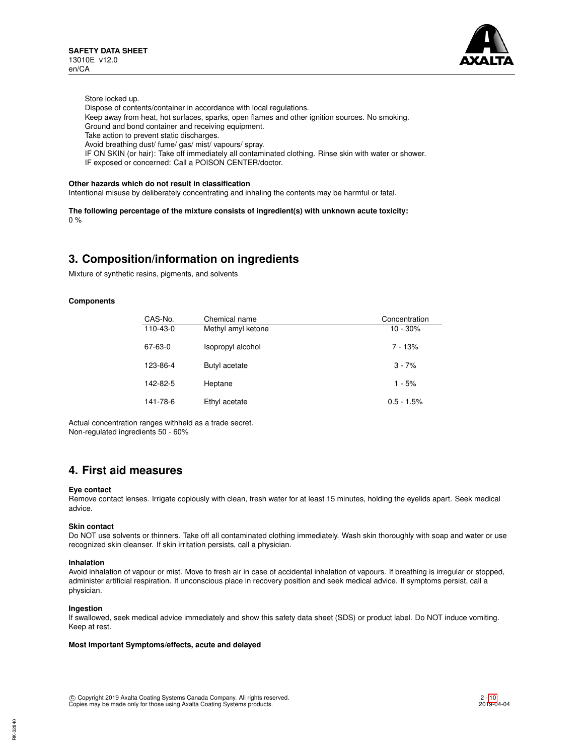Store locked up.
Dispose of contents/container in accordance with local regulations.
Keep away from heat, hot surfaces, sparks, open flames and other ignition sources. No smoking.
Ground and bond container and receiving equipment.
Take action to prevent static discharges.
Avoid breathing dust/ fume/ gas/ mist/ vapours/ spray.
IF ON SKIN (or hair): Take off immediately all contaminated clothing. Rinse skin with water or shower.
IF exposed or concerned: Call a POISON CENTER/doctor.

**Other hazards which do not result in classification**

Intentional misuse by deliberately concentrating and inhaling the contents may be harmful or fatal.

**The following percentage of the mixture consists of ingredient(s) with unknown acute toxicity:**

0 %

## 3. Composition/information on ingredients

Mixture of synthetic resins, pigments, and solvents

**Components**

| CAS-No. | Chemical name | Concentration |
|---|---|---|
| 110-43-0 | Methyl amyl ketone | 10 - 30% |
| 67-63-0 | Isopropyl alcohol | 7 - 13% |
| 123-86-4 | Butyl acetate | 3 - 7% |
| 142-82-5 | Heptane | 1 - 5% |
| 141-78-6 | Ethyl acetate | 0.5 - 1.5% |

Actual concentration ranges withheld as a trade secret.
Non-regulated ingredients 50 - 60%

## 4. First aid measures

**Eye contact**

Remove contact lenses. Irrigate copiously with clean, fresh water for at least 15 minutes, holding the eyelids apart. Seek medical advice.

**Skin contact**

Do NOT use solvents or thinners. Take off all contaminated clothing immediately. Wash skin thoroughly with soap and water or use recognized skin cleanser. If skin irritation persists, call a physician.

**Inhalation**

Avoid inhalation of vapour or mist. Move to fresh air in case of accidental inhalation of vapours. If breathing is irregular or stopped, administer artificial respiration. If unconscious place in recovery position and seek medical advice. If symptoms persist, call a physician.

**Ingestion**

If swallowed, seek medical advice immediately and show this safety data sheet (SDS) or product label. Do NOT induce vomiting. Keep at rest.

**Most Important Symptoms/effects, acute and delayed**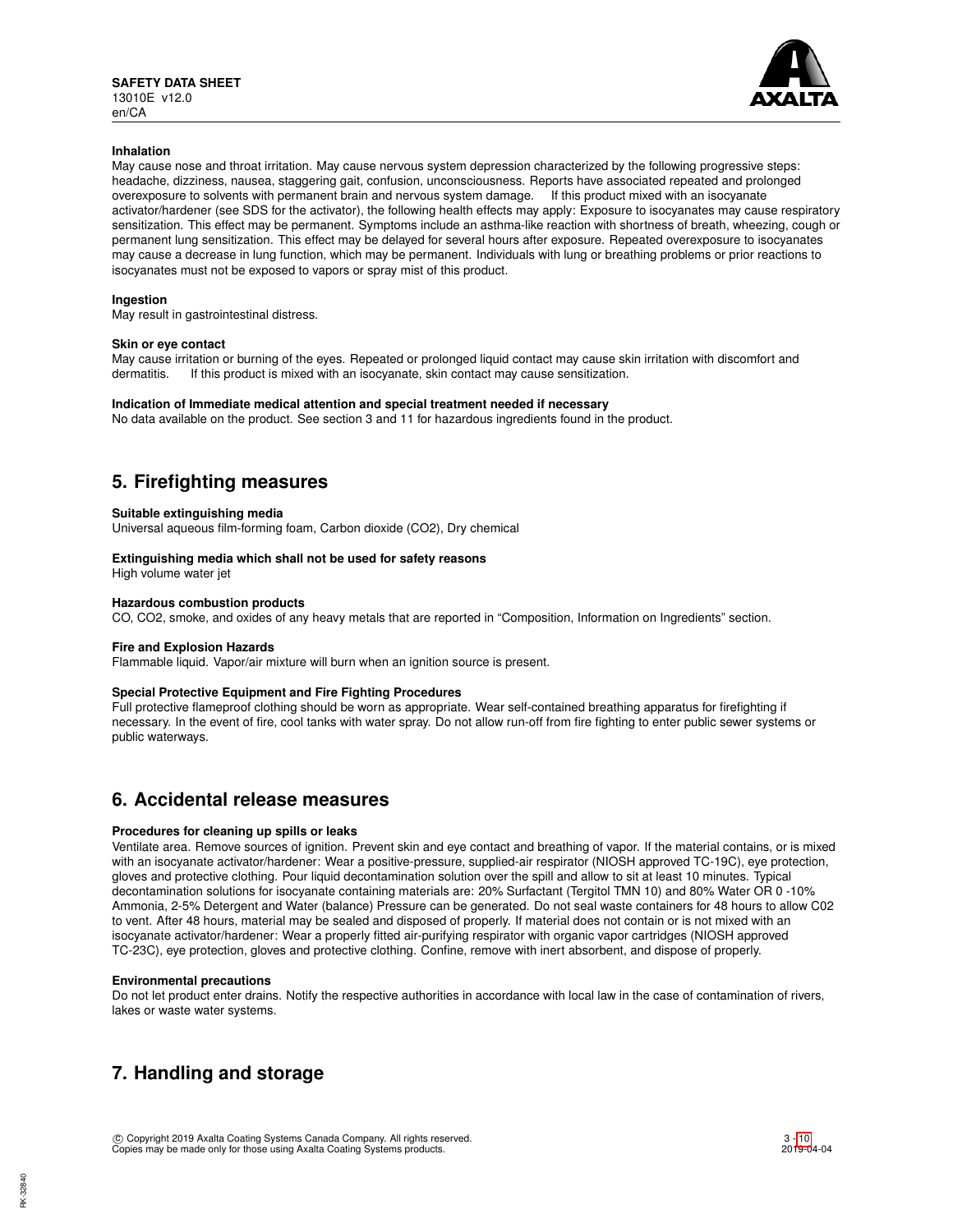**Inhalation**

May cause nose and throat irritation. May cause nervous system depression characterized by the following progressive steps: headache, dizziness, nausea, staggering gait, confusion, unconsciousness. Reports have associated repeated and prolonged overexposure to solvents with permanent brain and nervous system damage. If this product mixed with an isocyanate activator/hardener (see SDS for the activator), the following health effects may apply: Exposure to isocyanates may cause respiratory sensitization. This effect may be permanent. Symptoms include an asthma-like reaction with shortness of breath, wheezing, cough or permanent lung sensitization. This effect may be delayed for several hours after exposure. Repeated overexposure to isocyanates may cause a decrease in lung function, which may be permanent. Individuals with lung or breathing problems or prior reactions to isocyanates must not be exposed to vapors or spray mist of this product.

**Ingestion**

May result in gastrointestinal distress.

**Skin or eye contact**

May cause irritation or burning of the eyes. Repeated or prolonged liquid contact may cause skin irritation with discomfort and dermatitis. If this product is mixed with an isocyanate, skin contact may cause sensitization.

**Indication of Immediate medical attention and special treatment needed if necessary**

No data available on the product. See section 3 and 11 for hazardous ingredients found in the product.

## 5. Firefighting measures

**Suitable extinguishing media**

Universal aqueous film-forming foam, Carbon dioxide (CO2), Dry chemical

**Extinguishing media which shall not be used for safety reasons**

High volume water jet

**Hazardous combustion products**

CO, CO2, smoke, and oxides of any heavy metals that are reported in "Composition, Information on Ingredients" section.

**Fire and Explosion Hazards**

Flammable liquid. Vapor/air mixture will burn when an ignition source is present.

**Special Protective Equipment and Fire Fighting Procedures**

Full protective flameproof clothing should be worn as appropriate. Wear self-contained breathing apparatus for firefighting if necessary. In the event of fire, cool tanks with water spray. Do not allow run-off from fire fighting to enter public sewer systems or public waterways.

## 6. Accidental release measures

**Procedures for cleaning up spills or leaks**

Ventilate area. Remove sources of ignition. Prevent skin and eye contact and breathing of vapor. If the material contains, or is mixed with an isocyanate activator/hardener: Wear a positive-pressure, supplied-air respirator (NIOSH approved TC-19C), eye protection, gloves and protective clothing. Pour liquid decontamination solution over the spill and allow to sit at least 10 minutes. Typical decontamination solutions for isocyanate containing materials are: 20% Surfactant (Tergitol TMN 10) and 80% Water OR 0 -10% Ammonia, 2-5% Detergent and Water (balance) Pressure can be generated. Do not seal waste containers for 48 hours to allow C02 to vent. After 48 hours, material may be sealed and disposed of properly. If material does not contain or is not mixed with an isocyanate activator/hardener: Wear a properly fitted air-purifying respirator with organic vapor cartridges (NIOSH approved TC-23C), eye protection, gloves and protective clothing. Confine, remove with inert absorbent, and dispose of properly.

**Environmental precautions**

Do not let product enter drains. Notify the respective authorities in accordance with local law in the case of contamination of rivers, lakes or waste water systems.

## 7. Handling and storage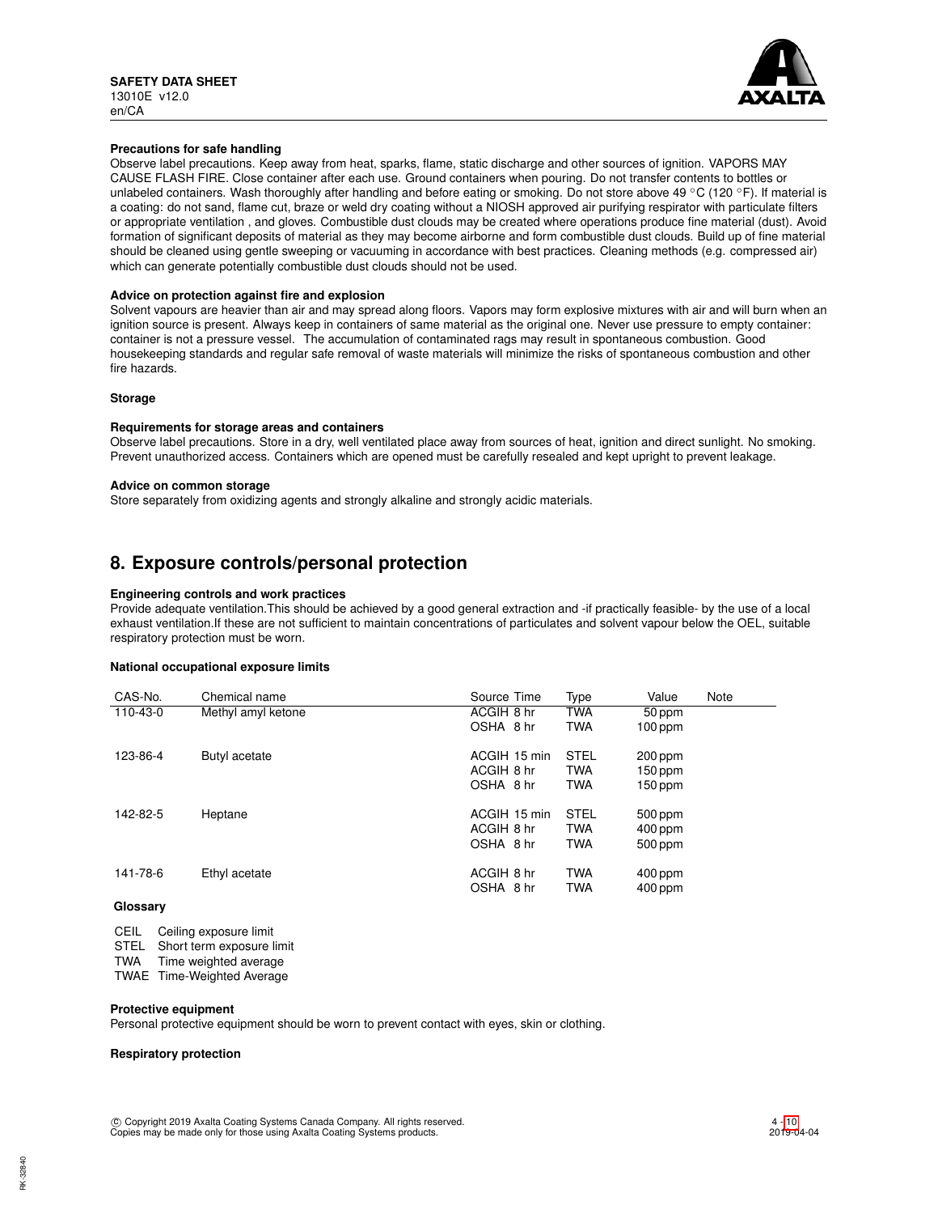**Precautions for safe handling**

Observe label precautions. Keep away from heat, sparks, flame, static discharge and other sources of ignition. VAPORS MAY CAUSE FLASH FIRE. Close container after each use. Ground containers when pouring. Do not transfer contents to bottles or unlabeled containers. Wash thoroughly after handling and before eating or smoking. Do not store above 49 °C (120 °F). If material is a coating: do not sand, flame cut, braze or weld dry coating without a NIOSH approved air purifying respirator with particulate filters or appropriate ventilation , and gloves. Combustible dust clouds may be created where operations produce fine material (dust). Avoid formation of significant deposits of material as they may become airborne and form combustible dust clouds. Build up of fine material should be cleaned using gentle sweeping or vacuuming in accordance with best practices. Cleaning methods (e.g. compressed air) which can generate potentially combustible dust clouds should not be used.

**Advice on protection against fire and explosion**

Solvent vapours are heavier than air and may spread along floors. Vapors may form explosive mixtures with air and will burn when an ignition source is present. Always keep in containers of same material as the original one. Never use pressure to empty container: container is not a pressure vessel. The accumulation of contaminated rags may result in spontaneous combustion. Good housekeeping standards and regular safe removal of waste materials will minimize the risks of spontaneous combustion and other fire hazards.

**Storage**

**Requirements for storage areas and containers**

Observe label precautions. Store in a dry, well ventilated place away from sources of heat, ignition and direct sunlight. No smoking. Prevent unauthorized access. Containers which are opened must be carefully resealed and kept upright to prevent leakage.

**Advice on common storage**

Store separately from oxidizing agents and strongly alkaline and strongly acidic materials.

## 8. Exposure controls/personal protection

**Engineering controls and work practices**

Provide adequate ventilation.This should be achieved by a good general extraction and -if practically feasible- by the use of a local exhaust ventilation.If these are not sufficient to maintain concentrations of particulates and solvent vapour below the OEL, suitable respiratory protection must be worn.

**National occupational exposure limits**

| CAS-No. | Chemical name | Source | Time | Type | Value | Note |
|---|---|---|---|---|---|---|
| 110-43-0 | Methyl amyl ketone | ACGIH | 8 hr | TWA | 50 ppm | |
| | | OSHA | 8 hr | TWA | 100 ppm | |
| 123-86-4 | Butyl acetate | ACGIH | 15 min | STEL | 200 ppm | |
| | | ACGIH | 8 hr | TWA | 150 ppm | |
| | | OSHA | 8 hr | TWA | 150 ppm | |
| 142-82-5 | Heptane | ACGIH | 15 min | STEL | 500 ppm | |
| | | ACGIH | 8 hr | TWA | 400 ppm | |
| | | OSHA | 8 hr | TWA | 500 ppm | |
| 141-78-6 | Ethyl acetate | ACGIH | 8 hr | TWA | 400 ppm | |
| | | OSHA | 8 hr | TWA | 400 ppm | |

**Glossary**

| | |
|---|---|
| CEIL | Ceiling exposure limit |
| STEL | Short term exposure limit |
| TWA | Time weighted average |
| TWAE | Time-Weighted Average |

**Protective equipment**

Personal protective equipment should be worn to prevent contact with eyes, skin or clothing.

**Respiratory protection**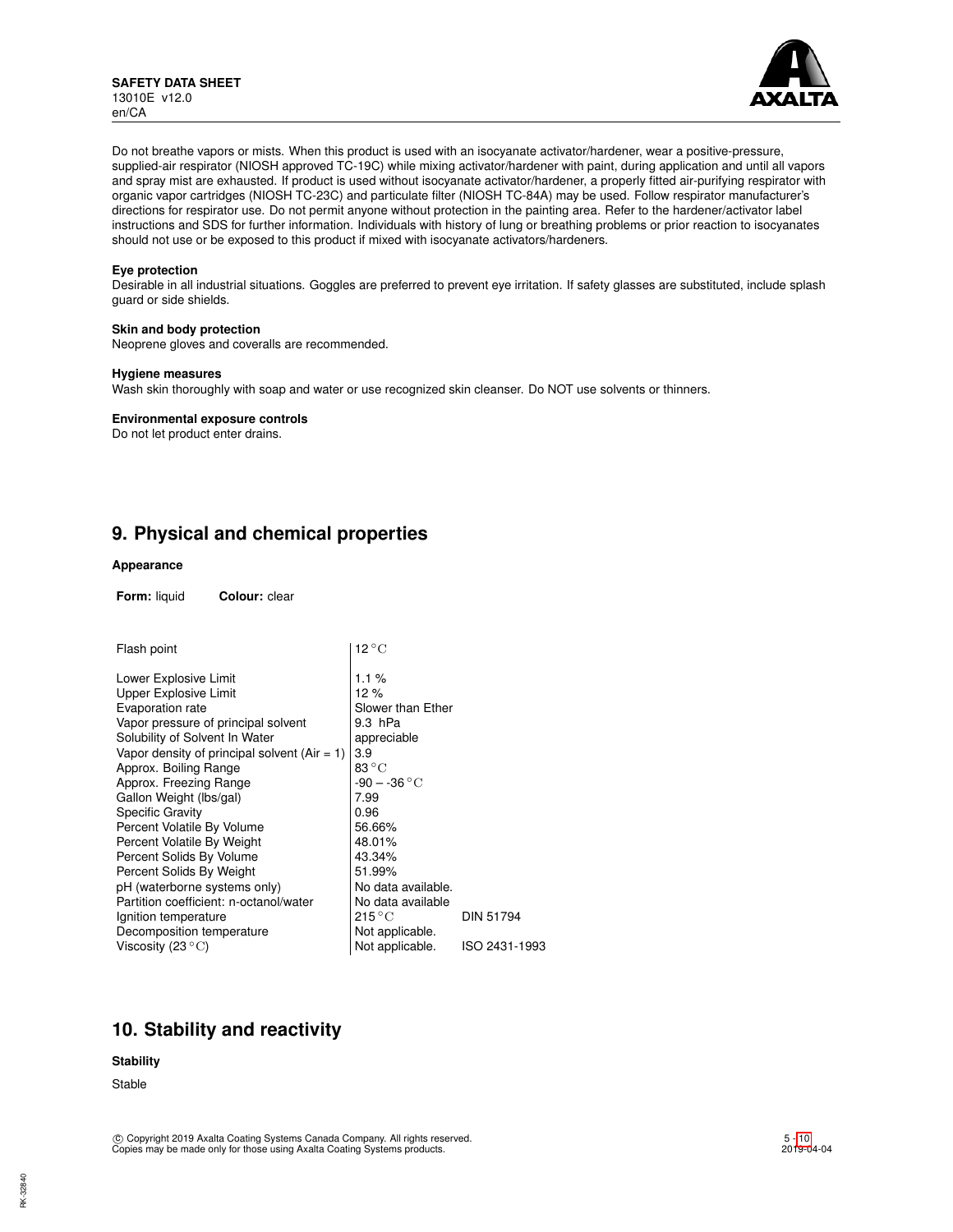Do not breathe vapors or mists. When this product is used with an isocyanate activator/hardener, wear a positive-pressure, supplied-air respirator (NIOSH approved TC-19C) while mixing activator/hardener with paint, during application and until all vapors and spray mist are exhausted. If product is used without isocyanate activator/hardener, a properly fitted air-purifying respirator with organic vapor cartridges (NIOSH TC-23C) and particulate filter (NIOSH TC-84A) may be used. Follow respirator manufacturer's directions for respirator use. Do not permit anyone without protection in the painting area. Refer to the hardener/activator label instructions and SDS for further information. Individuals with history of lung or breathing problems or prior reaction to isocyanates should not use or be exposed to this product if mixed with isocyanate activators/hardeners.

**Eye protection**

Desirable in all industrial situations. Goggles are preferred to prevent eye irritation. If safety glasses are substituted, include splash guard or side shields.

**Skin and body protection**

Neoprene gloves and coveralls are recommended.

**Hygiene measures**

Wash skin thoroughly with soap and water or use recognized skin cleanser. Do NOT use solvents or thinners.

**Environmental exposure controls**

Do not let product enter drains.

## 9. Physical and chemical properties

**Appearance**

**Form:** liquid **Colour:** clear

| Property | Value | Method |
|---|---|---|
| Flash point | 12 °C | |
| Lower Explosive Limit | 1.1 % | |
| Upper Explosive Limit | 12 % | |
| Evaporation rate | Slower than Ether | |
| Vapor pressure of principal solvent | 9.3 hPa | |
| Solubility of Solvent In Water | appreciable | |
| Vapor density of principal solvent (Air = 1) | 3.9 | |
| Approx. Boiling Range | 83 °C | |
| Approx. Freezing Range | -90 – -36 °C | |
| Gallon Weight (lbs/gal) | 7.99 | |
| Specific Gravity | 0.96 | |
| Percent Volatile By Volume | 56.66% | |
| Percent Volatile By Weight | 48.01% | |
| Percent Solids By Volume | 43.34% | |
| Percent Solids By Weight | 51.99% | |
| pH (waterborne systems only) | No data available. | |
| Partition coefficient: n-octanol/water | No data available | |
| Ignition temperature | 215 °C | DIN 51794 |
| Decomposition temperature | Not applicable. | |
| Viscosity (23 °C) | Not applicable. | ISO 2431-1993 |

## 10. Stability and reactivity

**Stability**

Stable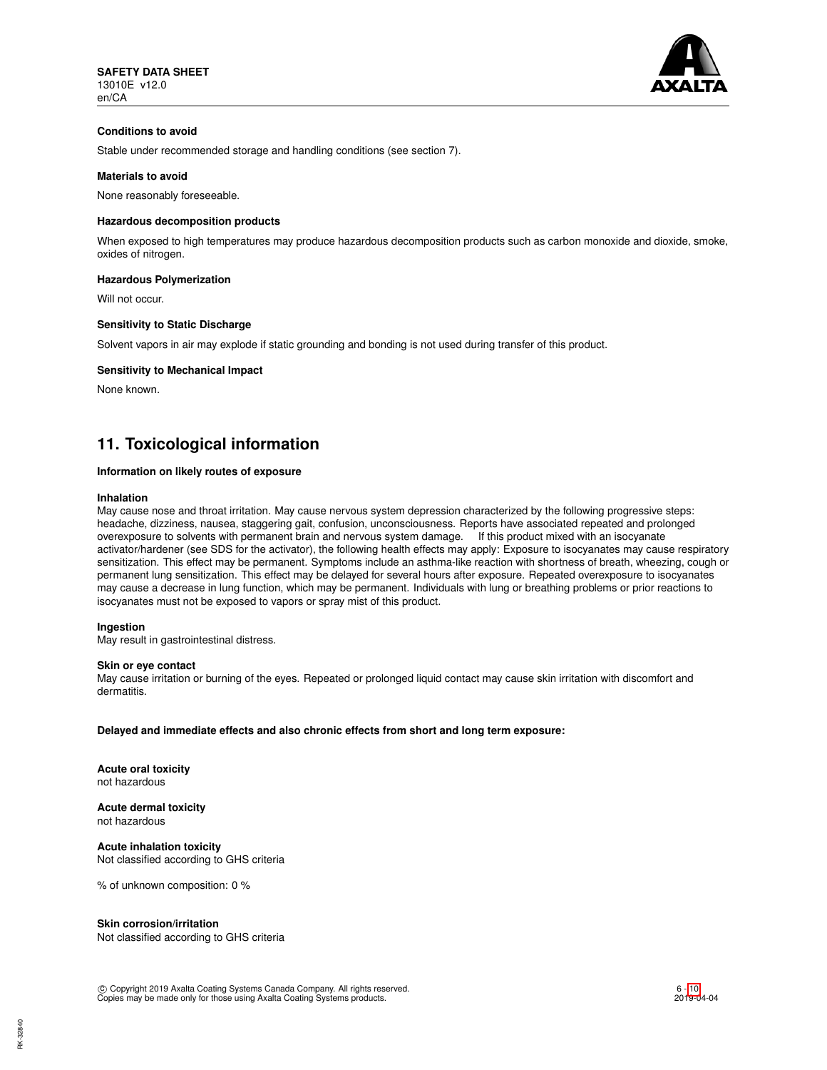**Conditions to avoid**

Stable under recommended storage and handling conditions (see section 7).

**Materials to avoid**

None reasonably foreseeable.

**Hazardous decomposition products**

When exposed to high temperatures may produce hazardous decomposition products such as carbon monoxide and dioxide, smoke, oxides of nitrogen.

**Hazardous Polymerization**

Will not occur.

**Sensitivity to Static Discharge**

Solvent vapors in air may explode if static grounding and bonding is not used during transfer of this product.

**Sensitivity to Mechanical Impact**

None known.

## 11. Toxicological information

**Information on likely routes of exposure**

**Inhalation**
May cause nose and throat irritation. May cause nervous system depression characterized by the following progressive steps: headache, dizziness, nausea, staggering gait, confusion, unconsciousness. Reports have associated repeated and prolonged overexposure to solvents with permanent brain and nervous system damage. If this product mixed with an isocyanate activator/hardener (see SDS for the activator), the following health effects may apply: Exposure to isocyanates may cause respiratory sensitization. This effect may be permanent. Symptoms include an asthma-like reaction with shortness of breath, wheezing, cough or permanent lung sensitization. This effect may be delayed for several hours after exposure. Repeated overexposure to isocyanates may cause a decrease in lung function, which may be permanent. Individuals with lung or breathing problems or prior reactions to isocyanates must not be exposed to vapors or spray mist of this product.

**Ingestion**
May result in gastrointestinal distress.

**Skin or eye contact**
May cause irritation or burning of the eyes. Repeated or prolonged liquid contact may cause skin irritation with discomfort and dermatitis.

**Delayed and immediate effects and also chronic effects from short and long term exposure:**

**Acute oral toxicity**
not hazardous

**Acute dermal toxicity**
not hazardous

**Acute inhalation toxicity**
Not classified according to GHS criteria

% of unknown composition: 0 %

**Skin corrosion/irritation**
Not classified according to GHS criteria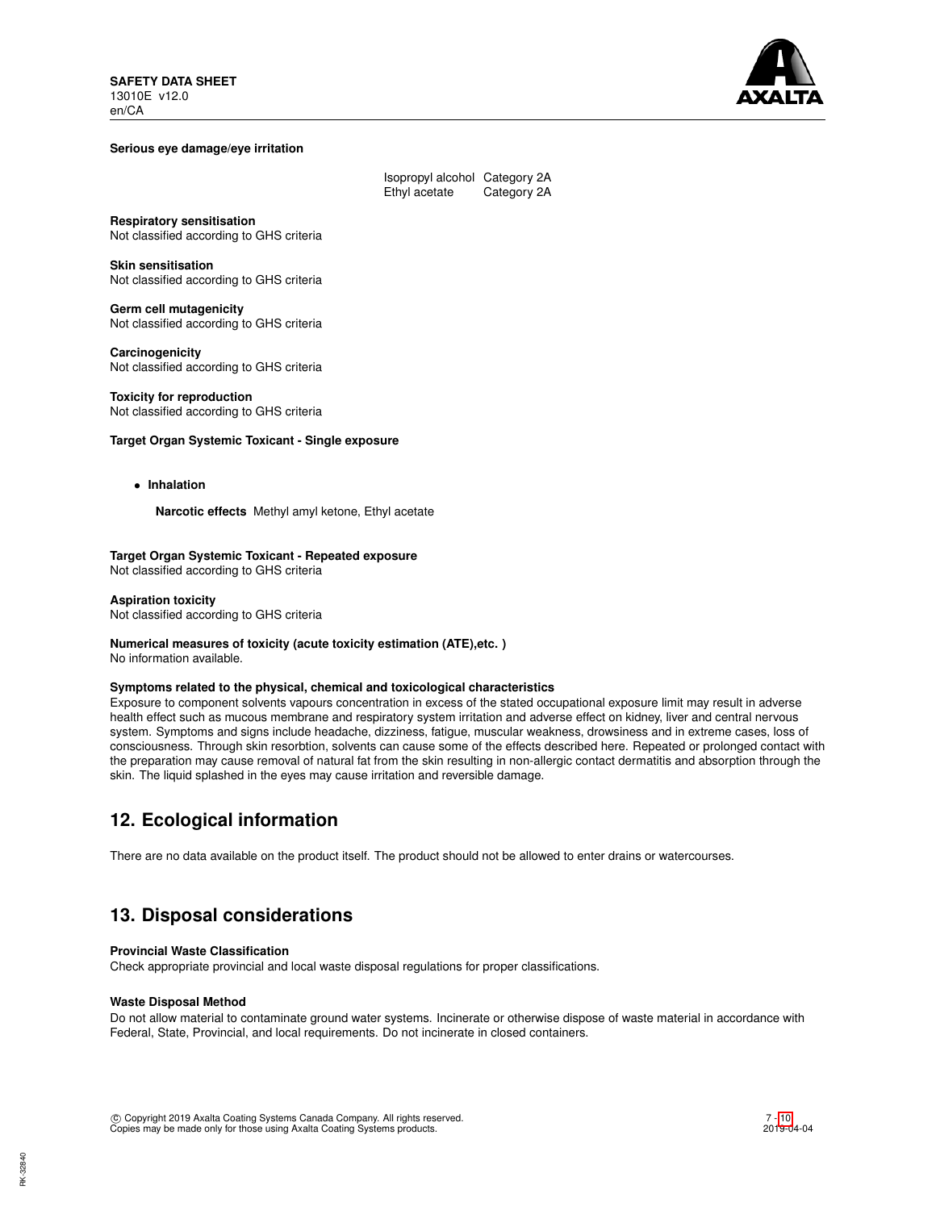**Serious eye damage/eye irritation**

| | |
|---|---|
| Isopropyl alcohol | Category 2A |
| Ethyl acetate | Category 2A |

**Respiratory sensitisation**
Not classified according to GHS criteria

**Skin sensitisation**
Not classified according to GHS criteria

**Germ cell mutagenicity**
Not classified according to GHS criteria

**Carcinogenicity**
Not classified according to GHS criteria

**Toxicity for reproduction**
Not classified according to GHS criteria

**Target Organ Systemic Toxicant - Single exposure**

- **Inhalation**

  **Narcotic effects** Methyl amyl ketone, Ethyl acetate

**Target Organ Systemic Toxicant - Repeated exposure**
Not classified according to GHS criteria

**Aspiration toxicity**
Not classified according to GHS criteria

**Numerical measures of toxicity (acute toxicity estimation (ATE),etc. )**
No information available.

**Symptoms related to the physical, chemical and toxicological characteristics**
Exposure to component solvents vapours concentration in excess of the stated occupational exposure limit may result in adverse health effect such as mucous membrane and respiratory system irritation and adverse effect on kidney, liver and central nervous system. Symptoms and signs include headache, dizziness, fatigue, muscular weakness, drowsiness and in extreme cases, loss of consciousness. Through skin resorbtion, solvents can cause some of the effects described here. Repeated or prolonged contact with the preparation may cause removal of natural fat from the skin resulting in non-allergic contact dermatitis and absorption through the skin. The liquid splashed in the eyes may cause irritation and reversible damage.

## 12. Ecological information

There are no data available on the product itself. The product should not be allowed to enter drains or watercourses.

## 13. Disposal considerations

**Provincial Waste Classification**
Check appropriate provincial and local waste disposal regulations for proper classifications.

**Waste Disposal Method**
Do not allow material to contaminate ground water systems. Incinerate or otherwise dispose of waste material in accordance with Federal, State, Provincial, and local requirements. Do not incinerate in closed containers.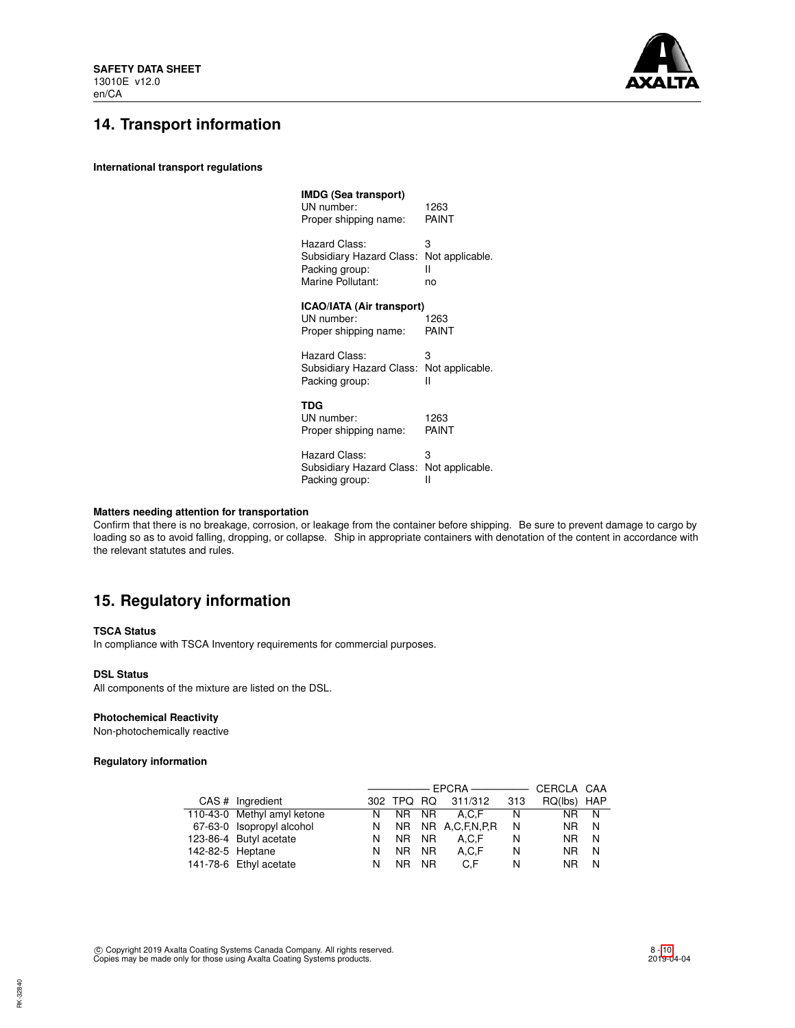## 14. Transport information

### International transport regulations

**IMDG (Sea transport)**

UN number: 1263
Proper shipping name: PAINT

Hazard Class: 3
Subsidiary Hazard Class: Not applicable.
Packing group: II
Marine Pollutant: no

**ICAO/IATA (Air transport)**

UN number: 1263
Proper shipping name: PAINT

Hazard Class: 3
Subsidiary Hazard Class: Not applicable.
Packing group: II

**TDG**

UN number: 1263
Proper shipping name: PAINT

Hazard Class: 3
Subsidiary Hazard Class: Not applicable.
Packing group: II

### Matters needing attention for transportation

Confirm that there is no breakage, corrosion, or leakage from the container before shipping. Be sure to prevent damage to cargo by loading so as to avoid falling, dropping, or collapse. Ship in appropriate containers with denotation of the content in accordance with the relevant statutes and rules.

## 15. Regulatory information

### TSCA Status

In compliance with TSCA Inventory requirements for commercial purposes.

### DSL Status

All components of the mixture are listed on the DSL.

### Photochemical Reactivity

Non-photochemically reactive

### Regulatory information

| | | EPCRA | | | | | CERCLA | CAA |
|---|---|---|---|---|---|---|---|---|
| CAS # | Ingredient | 302 | TPQ | RQ | 311/312 | 313 | RQ(lbs) | HAP |
| 110-43-0 | Methyl amyl ketone | N | NR | NR | A,C,F | N | NR | N |
| 67-63-0 | Isopropyl alcohol | N | NR | NR | A,C,F,N,P,R | N | NR | N |
| 123-86-4 | Butyl acetate | N | NR | NR | A,C,F | N | NR | N |
| 142-82-5 | Heptane | N | NR | NR | A,C,F | N | NR | N |
| 141-78-6 | Ethyl acetate | N | NR | NR | C,F | N | NR | N |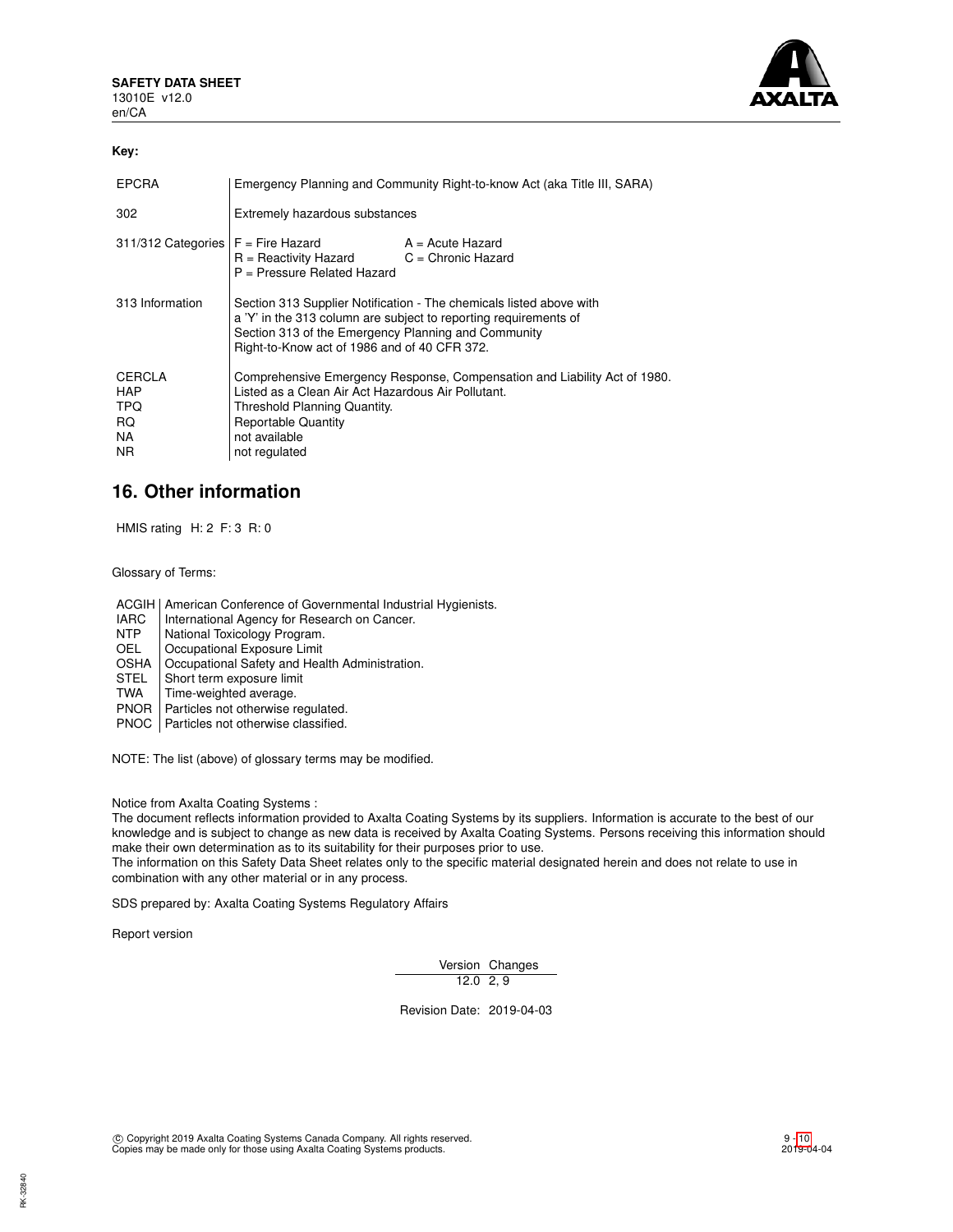**Key:**

| | |
|---|---|
| EPCRA | Emergency Planning and Community Right-to-know Act (aka Title III, SARA) |
| 302 | Extremely hazardous substances |
| 311/312 Categories | F = Fire Hazard A = Acute Hazard<br>R = Reactivity Hazard C = Chronic Hazard<br>P = Pressure Related Hazard |
| 313 Information | Section 313 Supplier Notification - The chemicals listed above with a 'Y' in the 313 column are subject to reporting requirements of Section 313 of the Emergency Planning and Community Right-to-Know act of 1986 and of 40 CFR 372. |
| CERCLA | Comprehensive Emergency Response, Compensation and Liability Act of 1980. |
| HAP | Listed as a Clean Air Act Hazardous Air Pollutant. |
| TPQ | Threshold Planning Quantity. |
| RQ | Reportable Quantity |
| NA | not available |
| NR | not regulated |

## 16. Other information

HMIS rating H: 2 F: 3 R: 0

Glossary of Terms:

| | |
|---|---|
| ACGIH | American Conference of Governmental Industrial Hygienists. |
| IARC | International Agency for Research on Cancer. |
| NTP | National Toxicology Program. |
| OEL | Occupational Exposure Limit |
| OSHA | Occupational Safety and Health Administration. |
| STEL | Short term exposure limit |
| TWA | Time-weighted average. |
| PNOR | Particles not otherwise regulated. |
| PNOC | Particles not otherwise classified. |

NOTE: The list (above) of glossary terms may be modified.

Notice from Axalta Coating Systems :
The document reflects information provided to Axalta Coating Systems by its suppliers. Information is accurate to the best of our knowledge and is subject to change as new data is received by Axalta Coating Systems. Persons receiving this information should make their own determination as to its suitability for their purposes prior to use.
The information on this Safety Data Sheet relates only to the specific material designated herein and does not relate to use in combination with any other material or in any process.

SDS prepared by: Axalta Coating Systems Regulatory Affairs

Report version

| Version | Changes |
|---|---|
| 12.0 | 2, 9 |

Revision Date: 2019-04-03

© Copyright 2019 Axalta Coating Systems Canada Company. All rights reserved.
Copies may be made only for those using Axalta Coating Systems products.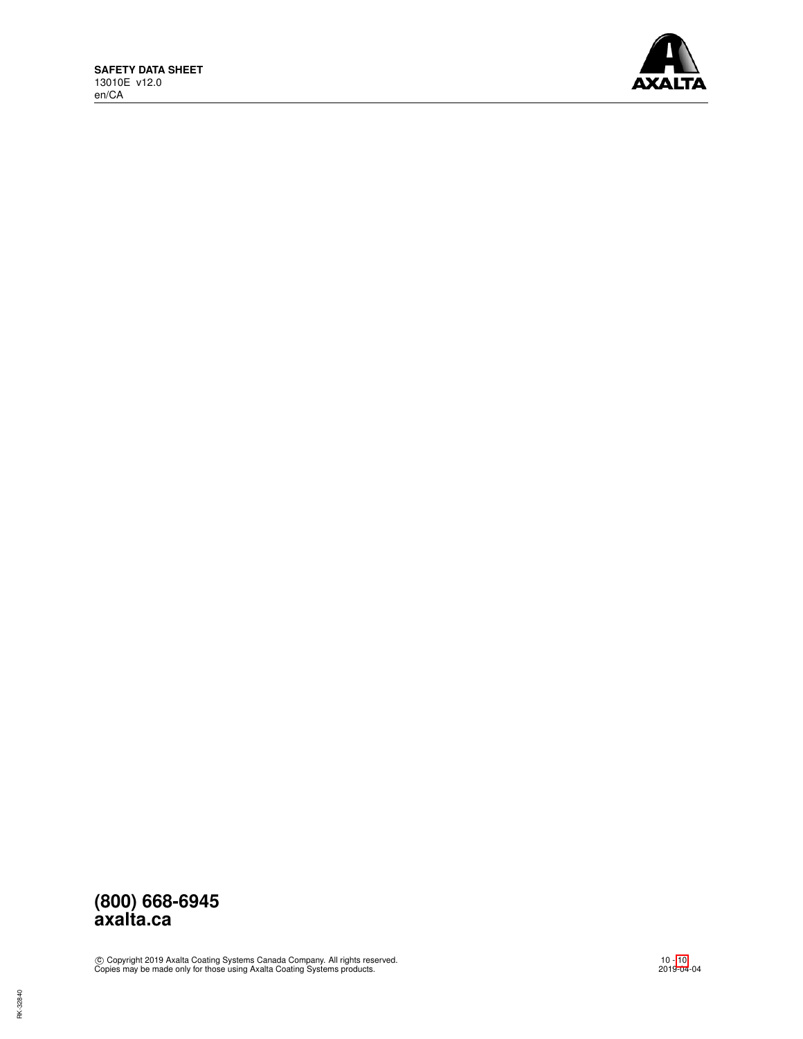**(800) 668-6945**
**axalta.ca**

© Copyright 2019 Axalta Coating Systems Canada Company. All rights reserved.
Copies may be made only for those using Axalta Coating Systems products.

2019-04-04

RK 32840